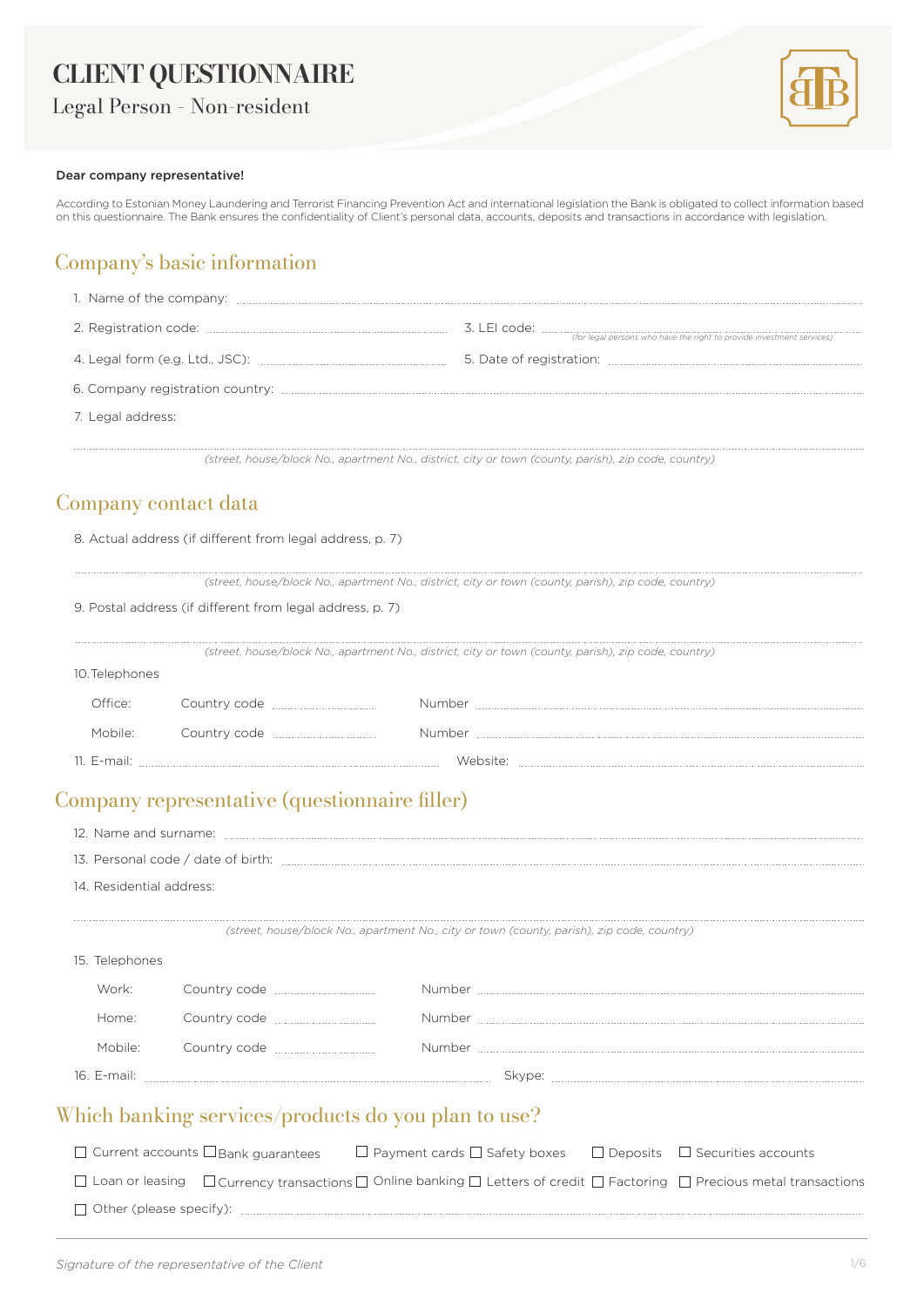# CLIENT QUESTIONNAIRE

Legal Person - Non-resident

**Dear company representative!**

According to Estonian Money Laundering and Terrorist Financing Prevention Act and international legislation the Bank is obligated to collect information based on this questionnaire. The Bank ensures the confidentiality of Client's personal data, accounts, deposits and transactions in accordance with legislation.

## Company's basic information

1. Name of the company: ..........

2. Registration code: .......... 3. LEI code: .......... *(for legal persons who have the right to provide investment services)*

4. Legal form (e.g. Ltd., JSC): .......... 5. Date of registration: ..........

6. Company registration country: ..........

7. Legal address:

..........
*(street, house/block No., apartment No., district, city or town (county, parish), zip code, country)*

## Company contact data

8. Actual address (if different from legal address, p. 7)

..........
*(street, house/block No., apartment No., district, city or town (county, parish), zip code, country)*

9. Postal address (if different from legal address, p. 7)

..........
*(street, house/block No., apartment No., district, city or town (county, parish), zip code, country)*

10. Telephones

Office: Country code .......... Number ..........

Mobile: Country code .......... Number ..........

11. E-mail: .......... Website: ..........

## Company representative (questionnaire filler)

12. Name and surname: ..........

13. Personal code / date of birth: ..........

14. Residential address:

..........
*(street, house/block No., apartment No., city or town (county, parish), zip code, country)*

15. Telephones

Work: Country code .......... Number ..........

Home: Country code .......... Number ..........

Mobile: Country code .......... Number ..........

16. E-mail: .......... Skype: ..........

## Which banking services/products do you plan to use?

☐ Current accounts ☐ Bank guarantees ☐ Payment cards ☐ Safety boxes ☐ Deposits ☐ Securities accounts

☐ Loan or leasing ☐ Currency transactions ☐ Online banking ☐ Letters of credit ☐ Factoring ☐ Precious metal transactions

☐ Other (please specify): ..........

*Signature of the representative of the Client*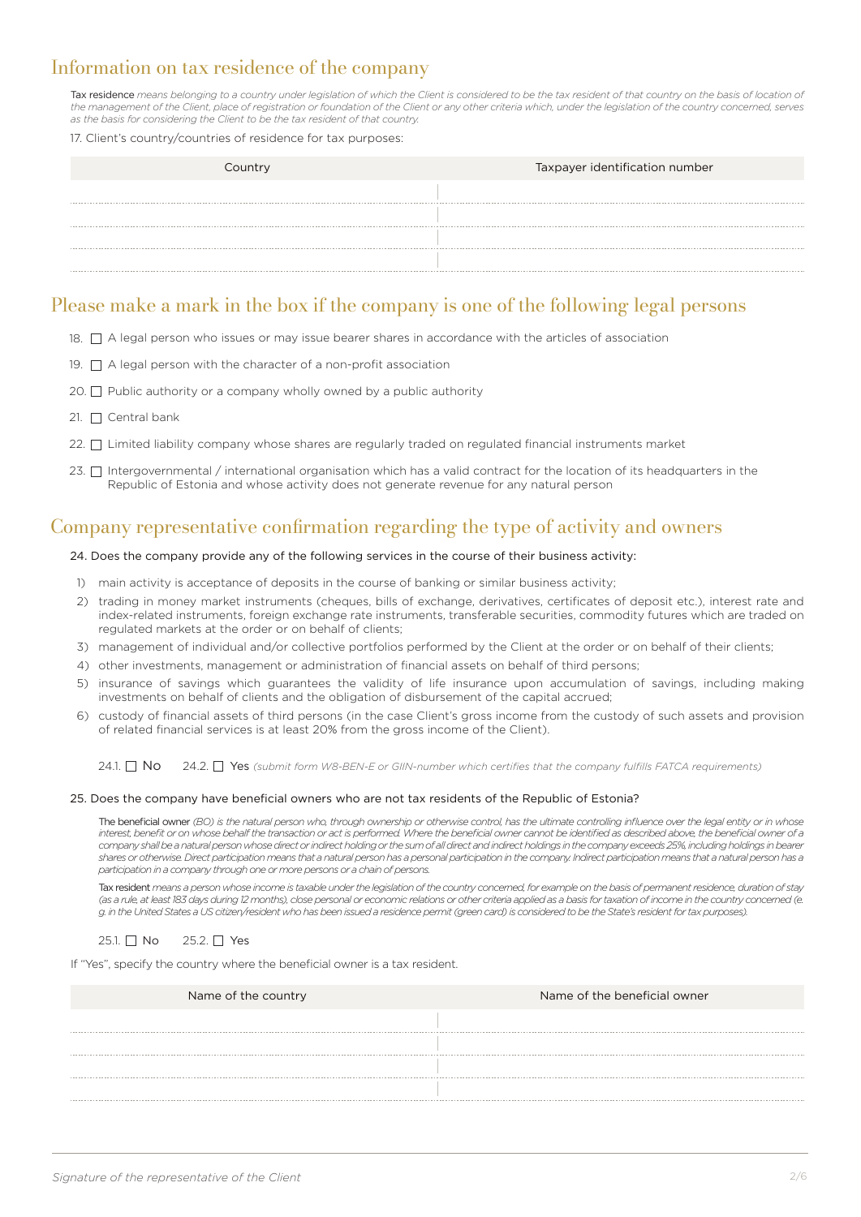## Information on tax residence of the company

Tax residence *means belonging to a country under legislation of which the Client is considered to be the tax resident of that country on the basis of location of the management of the Client, place of registration or foundation of the Client or any other criteria which, under the legislation of the country concerned, serves as the basis for considering the Client to be the tax resident of that country.*

17. Client's country/countries of residence for tax purposes:

| Country | Taxpayer identification number |
|---|---|
| | |
| | |
| | |
| | |

## Please make a mark in the box if the company is one of the following legal persons

18. ☐ A legal person who issues or may issue bearer shares in accordance with the articles of association

19. ☐ A legal person with the character of a non-profit association

20. ☐ Public authority or a company wholly owned by a public authority

21. ☐ Central bank

22. ☐ Limited liability company whose shares are regularly traded on regulated financial instruments market

23. ☐ Intergovernmental / international organisation which has a valid contract for the location of its headquarters in the Republic of Estonia and whose activity does not generate revenue for any natural person

## Company representative confirmation regarding the type of activity and owners

24. Does the company provide any of the following services in the course of their business activity:

1) main activity is acceptance of deposits in the course of banking or similar business activity;
2) trading in money market instruments (cheques, bills of exchange, derivatives, certificates of deposit etc.), interest rate and index-related instruments, foreign exchange rate instruments, transferable securities, commodity futures which are traded on regulated markets at the order or on behalf of clients;
3) management of individual and/or collective portfolios performed by the Client at the order or on behalf of their clients;
4) other investments, management or administration of financial assets on behalf of third persons;
5) insurance of savings which guarantees the validity of life insurance upon accumulation of savings, including making investments on behalf of clients and the obligation of disbursement of the capital accrued;
6) custody of financial assets of third persons (in the case Client's gross income from the custody of such assets and provision of related financial services is at least 20% from the gross income of the Client).

24.1. ☐ No  24.2. ☐ Yes *(submit form W8-BEN-E or GIIN-number which certifies that the company fulfills FATCA requirements)*

25. Does the company have beneficial owners who are not tax residents of the Republic of Estonia?

The beneficial owner *(BO) is the natural person who, through ownership or otherwise control, has the ultimate controlling influence over the legal entity or in whose interest, benefit or on whose behalf the transaction or act is performed. Where the beneficial owner cannot be identified as described above, the beneficial owner of a company shall be a natural person whose direct or indirect holding or the sum of all direct and indirect holdings in the company exceeds 25%, including holdings in bearer shares or otherwise. Direct participation means that a natural person has a personal participation in the company. Indirect participation means that a natural person has a participation in a company through one or more persons or a chain of persons.*

Tax resident *means a person whose income is taxable under the legislation of the country concerned, for example on the basis of permanent residence, duration of stay (as a rule, at least 183 days during 12 months), close personal or economic relations or other criteria applied as a basis for taxation of income in the country concerned (e. g. in the United States a US citizen/resident who has been issued a residence permit (green card) is considered to be the State's resident for tax purposes).*

25.1. ☐ No  25.2. ☐ Yes

If "Yes", specify the country where the beneficial owner is a tax resident.

| Name of the country | Name of the beneficial owner |
|---|---|
| | |
| | |
| | |
| | |

*Signature of the representative of the Client*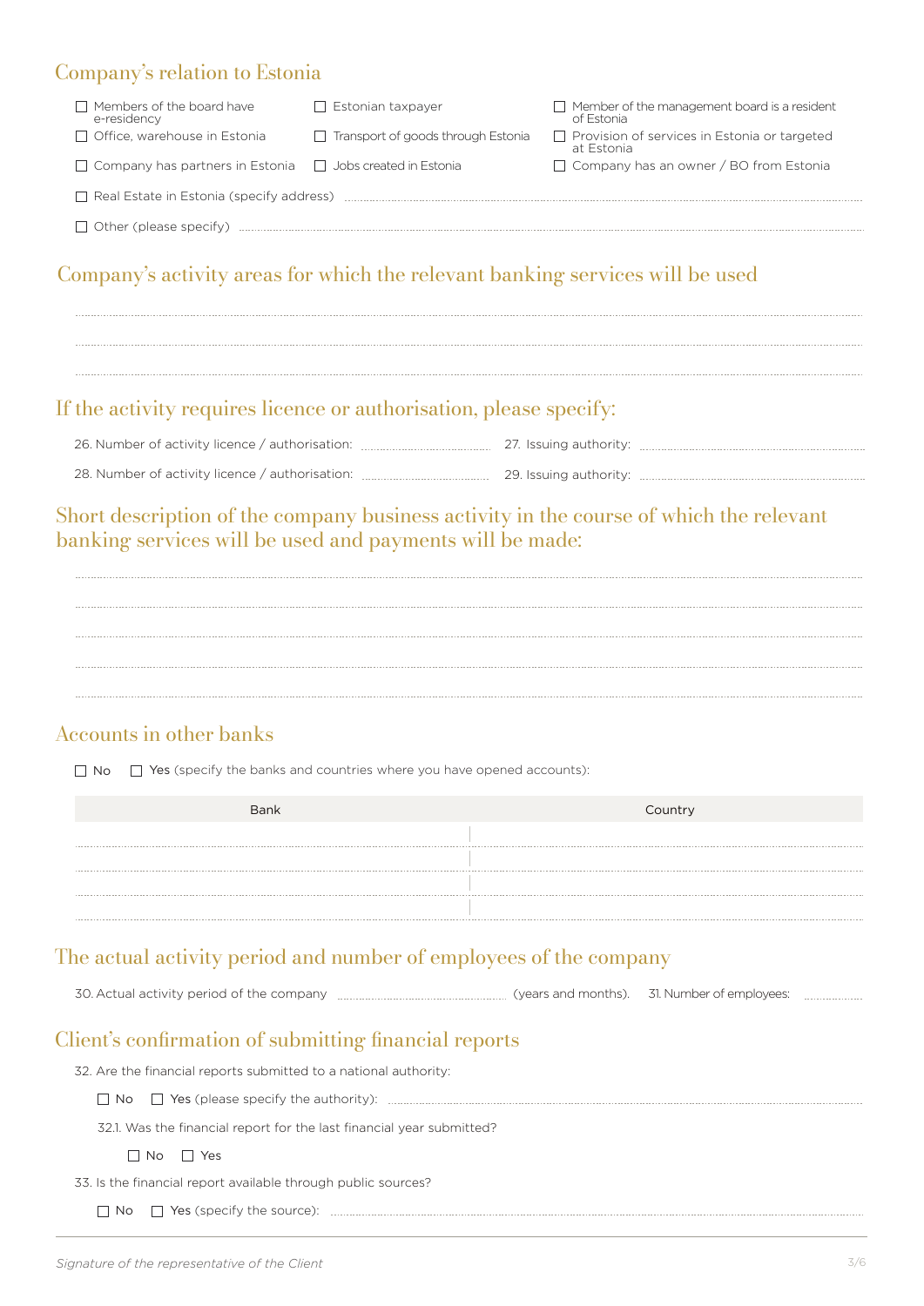## Company's relation to Estonia

- ☐ Members of the board have e-residency
- ☐ Estonian taxpayer
- ☐ Member of the management board is a resident of Estonia
- ☐ Office, warehouse in Estonia
- ☐ Transport of goods through Estonia
- ☐ Provision of services in Estonia or targeted at Estonia
- ☐ Company has partners in Estonia
- ☐ Jobs created in Estonia
- ☐ Company has an owner / BO from Estonia
- ☐ Real Estate in Estonia (specify address) ..........
- ☐ Other (please specify) ..........

## Company's activity areas for which the relevant banking services will be used

..........

..........

..........

## If the activity requires licence or authorisation, please specify:

26. Number of activity licence / authorisation: .......... 27. Issuing authority: ..........

28. Number of activity licence / authorisation: .......... 29. Issuing authority: ..........

## Short description of the company business activity in the course of which the relevant banking services will be used and payments will be made:

..........

..........

..........

..........

..........

## Accounts in other banks

☐ No ☐ Yes (specify the banks and countries where you have opened accounts):

| Bank | Country |
|---|---|
| | |
| | |
| | |
| | |

## The actual activity period and number of employees of the company

30. Actual activity period of the company .......... (years and months). 31. Number of employees: ..........

## Client's confirmation of submitting financial reports

32. Are the financial reports submitted to a national authority:

☐ No ☐ Yes (please specify the authority): ..........

32.1. Was the financial report for the last financial year submitted?

☐ No ☐ Yes

33. Is the financial report available through public sources?

☐ No ☐ Yes (specify the source): ..........

*Signature of the representative of the Client*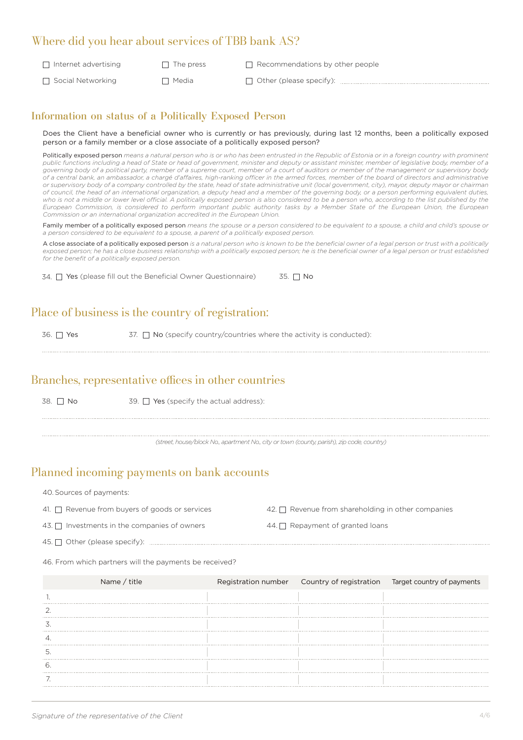## Where did you hear about services of TBB bank AS?

- ☐ Internet advertising
- ☐ The press
- ☐ Recommendations by other people
- ☐ Social Networking
- ☐ Media
- ☐ Other (please specify): ..........................................

## Information on status of a Politically Exposed Person

Does the Client have a beneficial owner who is currently or has previously, during last 12 months, been a politically exposed person or a family member or a close associate of a politically exposed person?

Politically exposed person *means a natural person who is or who has been entrusted in the Republic of Estonia or in a foreign country with prominent public functions including a head of State or head of government, minister and deputy or assistant minister, member of legislative body, member of a governing body of a political party, member of a supreme court, member of a court of auditors or member of the management or supervisory body of a central bank, an ambassador, a chargé d'affaires, high-ranking officer in the armed forces, member of the board of directors and administrative or supervisory body of a company controlled by the state, head of state administrative unit (local government, city), mayor, deputy mayor or chairman of council, the head of an international organization, a deputy head and a member of the governing body, or a person performing equivalent duties, who is not a middle or lower level official. A politically exposed person is also considered to be a person who, according to the list published by the European Commission, is considered to perform important public authority tasks by a Member State of the European Union, the European Commission or an international organization accredited in the European Union.*

Family member of a politically exposed person *means the spouse or a person considered to be equivalent to a spouse, a child and child's spouse or a person considered to be equivalent to a spouse, a parent of a politically exposed person.*

A close associate of a politically exposed person *is a natural person who is known to be the beneficial owner of a legal person or trust with a politically exposed person; he has a close business relationship with a politically exposed person; he is the beneficial owner of a legal person or trust established for the benefit of a politically exposed person.*

34. ☐ **Yes** (please fill out the Beneficial Owner Questionnaire)  35. ☐ **No**

## Place of business is the country of registration:

36. ☐ **Yes**  37. ☐ **No** (specify country/countries where the activity is conducted):

..........................................

## Branches, representative offices in other countries

38. ☐ **No**  39. ☐ **Yes** (specify the actual address):

..........................................

..........................................

*(street, house/block No., apartment No., city or town (county, parish), zip code, country)*

## Planned incoming payments on bank accounts

40. Sources of payments:

41. ☐ Revenue from buyers of goods or services
42. ☐ Revenue from shareholding in other companies
43. ☐ Investments in the companies of owners
44. ☐ Repayment of granted loans
45. ☐ Other (please specify): ..........................................

46. From which partners will the payments be received?

| Name / title | Registration number | Country of registration | Target country of payments |
|---|---|---|---|
| 1. | | | |
| 2. | | | |
| 3. | | | |
| 4. | | | |
| 5. | | | |
| 6. | | | |
| 7. | | | |

*Signature of the representative of the Client*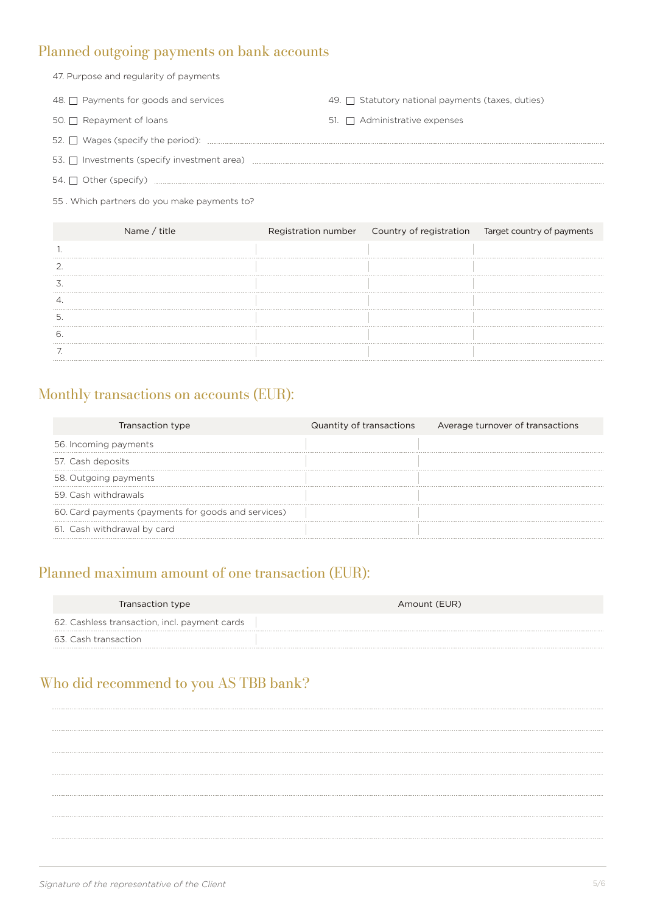## Planned outgoing payments on bank accounts

47. Purpose and regularity of payments

48. ☐ Payments for goods and services

49. ☐ Statutory national payments (taxes, duties)

50. ☐ Repayment of loans

51. ☐ Administrative expenses

52. ☐ Wages (specify the period): ..............................

53. ☐ Investments (specify investment area) ..............................

54. ☐ Other (specify) ..............................

55 . Which partners do you make payments to?

| Name / title | Registration number | Country of registration | Target country of payments |
|---|---|---|---|
| 1. | | | |
| 2. | | | |
| 3. | | | |
| 4. | | | |
| 5. | | | |
| 6. | | | |
| 7. | | | |

## Monthly transactions on accounts (EUR):

| Transaction type | Quantity of transactions | Average turnover of transactions |
|---|---|---|
| 56. Incoming payments | | |
| 57. Cash deposits | | |
| 58. Outgoing payments | | |
| 59. Cash withdrawals | | |
| 60. Card payments (payments for goods and services) | | |
| 61. Cash withdrawal by card | | |

## Planned maximum amount of one transaction (EUR):

| Transaction type | Amount (EUR) |
|---|---|
| 62. Cashless transaction, incl. payment cards | |
| 63. Cash transaction | |

## Who did recommend to you AS TBB bank?

..............................

..............................

..............................

..............................

..............................

..............................

..............................

*Signature of the representative of the Client*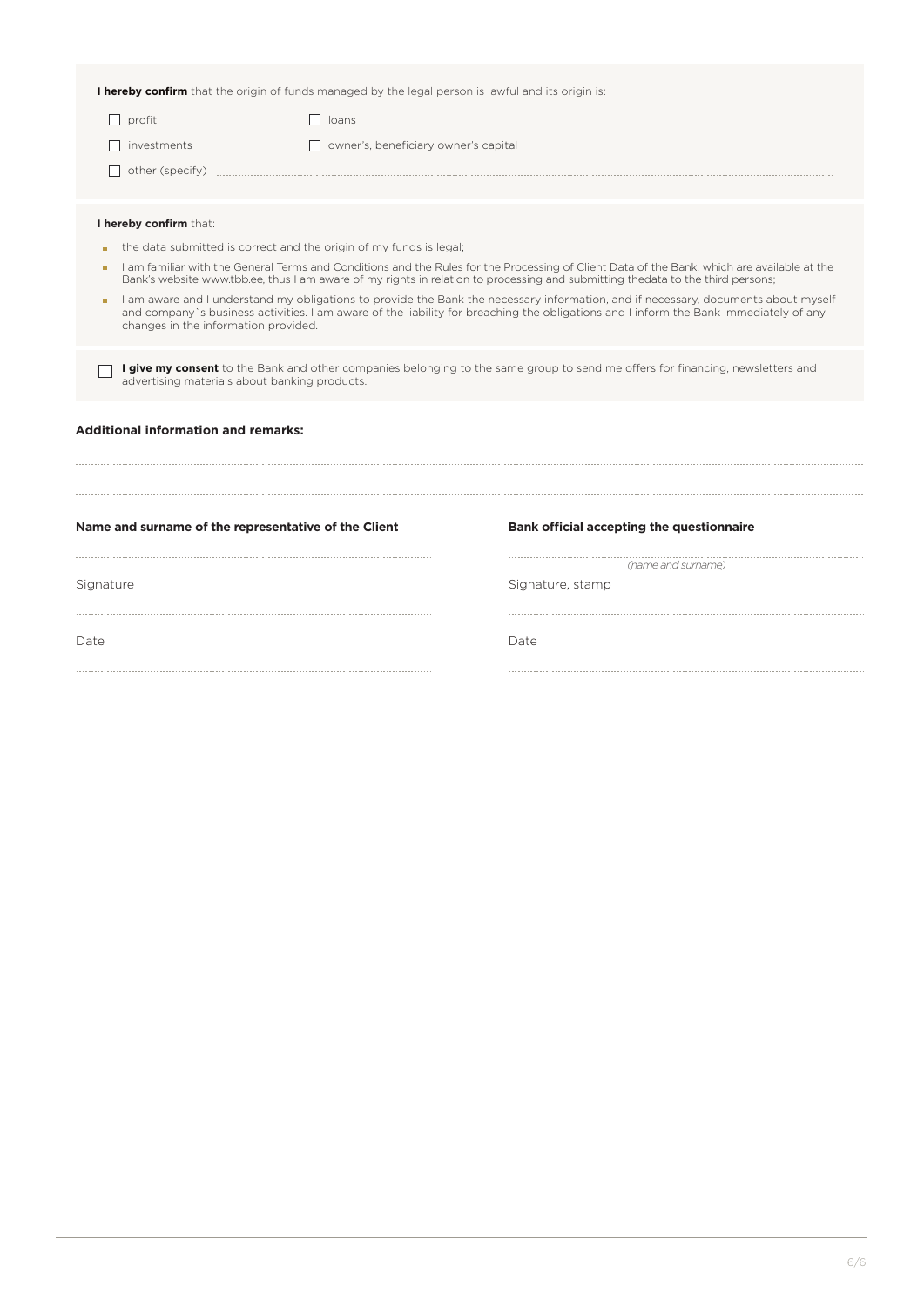**I hereby confirm** that the origin of funds managed by the legal person is lawful and its origin is:

- ☐ profit
- ☐ loans
- ☐ investments
- ☐ owner's, beneficiary owner's capital
- ☐ other (specify) ..............................

**I hereby confirm** that:

- the data submitted is correct and the origin of my funds is legal;
- I am familiar with the General Terms and Conditions and the Rules for the Processing of Client Data of the Bank, which are available at the Bank's website www.tbb.ee, thus I am aware of my rights in relation to processing and submitting thedata to the third persons;
- I am aware and I understand my obligations to provide the Bank the necessary information, and if necessary, documents about myself and company`s business activities. I am aware of the liability for breaching the obligations and I inform the Bank immediately of any changes in the information provided.

☐ **I give my consent** to the Bank and other companies belonging to the same group to send me offers for financing, newsletters and advertising materials about banking products.

**Additional information and remarks:**

..............................

..............................

**Name and surname of the representative of the Client**

..............................

Signature

..............................

Date

..............................

**Bank official accepting the questionnaire**

..............................

*(name and surname)*

Signature, stamp

..............................

Date

..............................